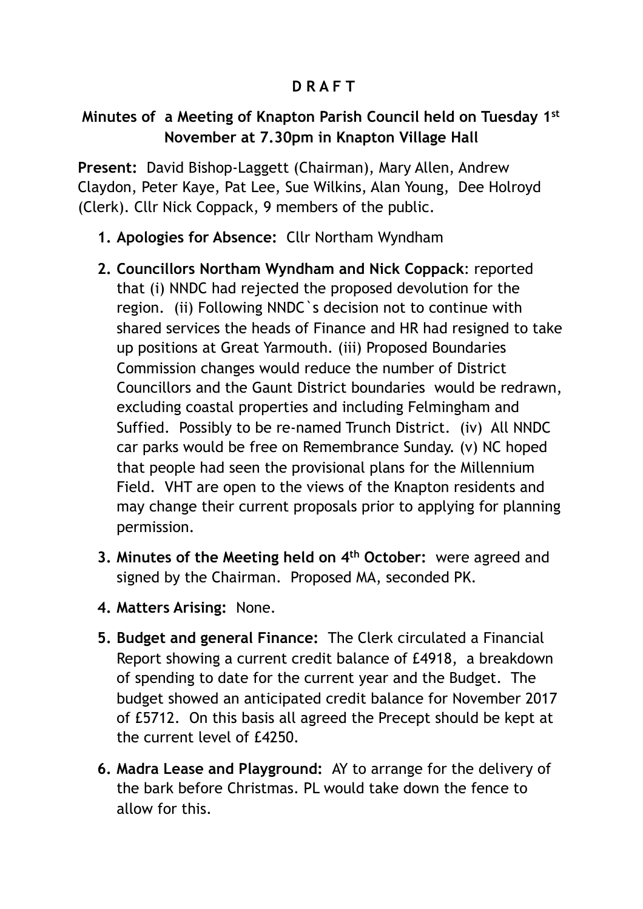**D R A F T**

## Minutes of a Meeting of Knapton Parish Council held on Tuesday 1st November at 7.30pm in Knapton Village Hall

**Present:** David Bishop-Laggett (Chairman), Mary Allen, Andrew Claydon, Peter Kaye, Pat Lee, Sue Wilkins, Alan Young, Dee Holroyd (Clerk). Cllr Nick Coppack, 9 members of the public.

1. **Apologies for Absence:** Cllr Northam Wyndham

2. **Councillors Northam Wyndham and Nick Coppack**: reported that (i) NNDC had rejected the proposed devolution for the region. (ii) Following NNDC`s decision not to continue with shared services the heads of Finance and HR had resigned to take up positions at Great Yarmouth. (iii) Proposed Boundaries Commission changes would reduce the number of District Councillors and the Gaunt District boundaries would be redrawn, excluding coastal properties and including Felmingham and Suffied. Possibly to be re-named Trunch District. (iv) All NNDC car parks would be free on Remembrance Sunday. (v) NC hoped that people had seen the provisional plans for the Millennium Field. VHT are open to the views of the Knapton residents and may change their current proposals prior to applying for planning permission.

3. **Minutes of the Meeting held on 4th October:** were agreed and signed by the Chairman. Proposed MA, seconded PK.

4. **Matters Arising:** None.

5. **Budget and general Finance:** The Clerk circulated a Financial Report showing a current credit balance of £4918, a breakdown of spending to date for the current year and the Budget. The budget showed an anticipated credit balance for November 2017 of £5712. On this basis all agreed the Precept should be kept at the current level of £4250.

6. **Madra Lease and Playground:** AY to arrange for the delivery of the bark before Christmas. PL would take down the fence to allow for this.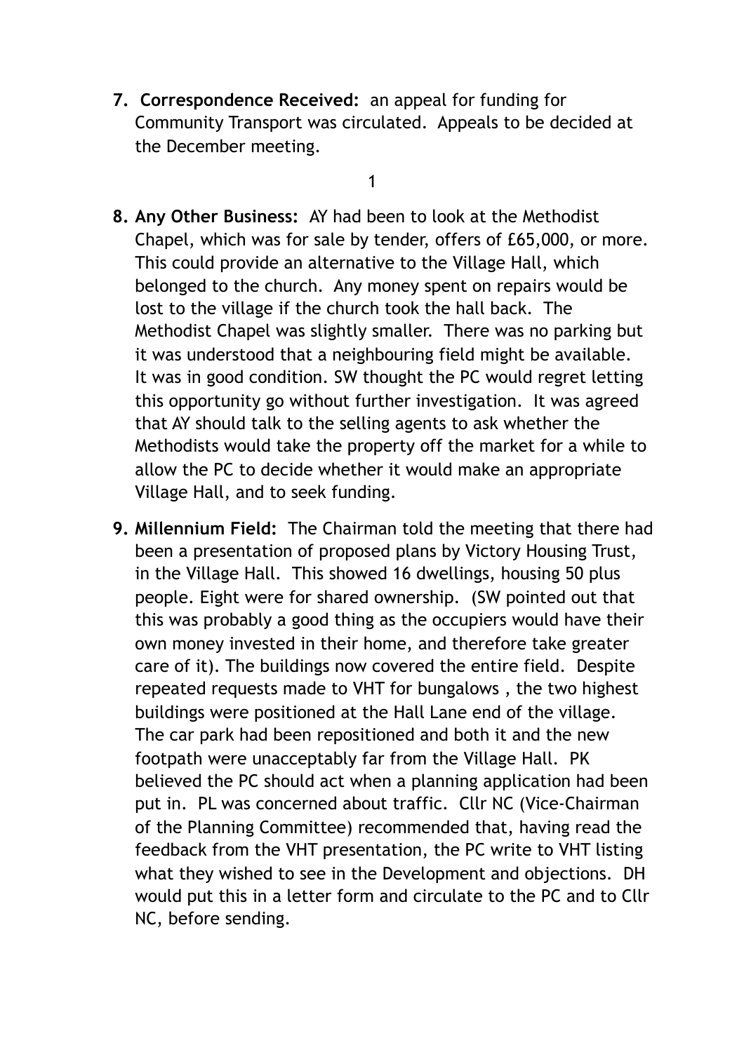7. **Correspondence Received:** an appeal for funding for Community Transport was circulated. Appeals to be decided at the December meeting.

8. **Any Other Business:** AY had been to look at the Methodist Chapel, which was for sale by tender, offers of £65,000, or more. This could provide an alternative to the Village Hall, which belonged to the church. Any money spent on repairs would be lost to the village if the church took the hall back. The Methodist Chapel was slightly smaller. There was no parking but it was understood that a neighbouring field might be available. It was in good condition. SW thought the PC would regret letting this opportunity go without further investigation. It was agreed that AY should talk to the selling agents to ask whether the Methodists would take the property off the market for a while to allow the PC to decide whether it would make an appropriate Village Hall, and to seek funding.

9. **Millennium Field:** The Chairman told the meeting that there had been a presentation of proposed plans by Victory Housing Trust, in the Village Hall. This showed 16 dwellings, housing 50 plus people. Eight were for shared ownership. (SW pointed out that this was probably a good thing as the occupiers would have their own money invested in their home, and therefore take greater care of it). The buildings now covered the entire field. Despite repeated requests made to VHT for bungalows , the two highest buildings were positioned at the Hall Lane end of the village. The car park had been repositioned and both it and the new footpath were unacceptably far from the Village Hall. PK believed the PC should act when a planning application had been put in. PL was concerned about traffic. Cllr NC (Vice-Chairman of the Planning Committee) recommended that, having read the feedback from the VHT presentation, the PC write to VHT listing what they wished to see in the Development and objections. DH would put this in a letter form and circulate to the PC and to Cllr NC, before sending.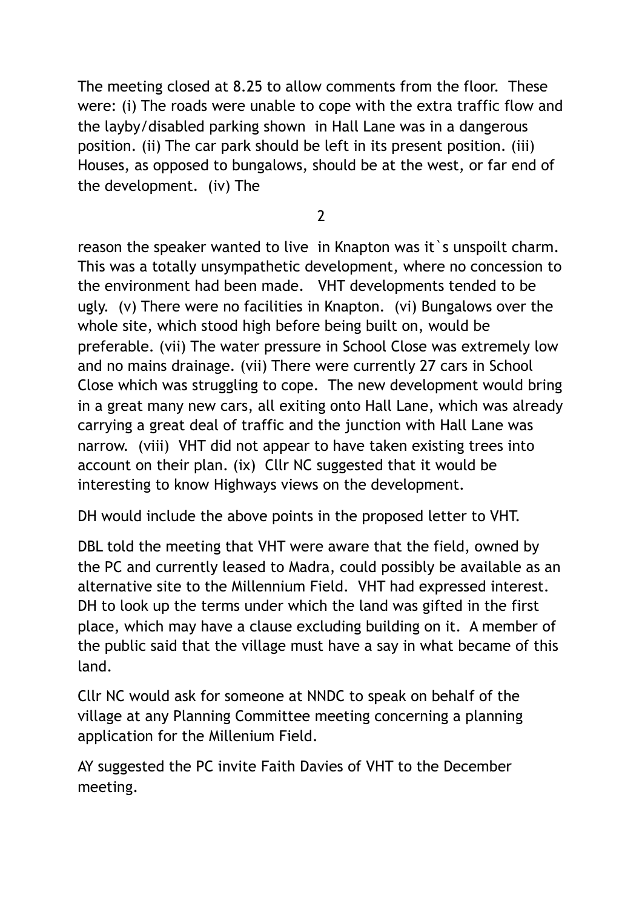The meeting closed at 8.25 to allow comments from the floor. These were: (i) The roads were unable to cope with the extra traffic flow and the layby/disabled parking shown in Hall Lane was in a dangerous position. (ii) The car park should be left in its present position. (iii) Houses, as opposed to bungalows, should be at the west, or far end of the development. (iv) The reason the speaker wanted to live in Knapton was it`s unspoilt charm. This was a totally unsympathetic development, where no concession to the environment had been made. VHT developments tended to be ugly. (v) There were no facilities in Knapton. (vi) Bungalows over the whole site, which stood high before being built on, would be preferable. (vii) The water pressure in School Close was extremely low and no mains drainage. (vii) There were currently 27 cars in School Close which was struggling to cope. The new development would bring in a great many new cars, all exiting onto Hall Lane, which was already carrying a great deal of traffic and the junction with Hall Lane was narrow. (viii) VHT did not appear to have taken existing trees into account on their plan. (ix) Cllr NC suggested that it would be interesting to know Highways views on the development.

DH would include the above points in the proposed letter to VHT.

DBL told the meeting that VHT were aware that the field, owned by the PC and currently leased to Madra, could possibly be available as an alternative site to the Millennium Field. VHT had expressed interest. DH to look up the terms under which the land was gifted in the first place, which may have a clause excluding building on it. A member of the public said that the village must have a say in what became of this land.

Cllr NC would ask for someone at NNDC to speak on behalf of the village at any Planning Committee meeting concerning a planning application for the Millenium Field.

AY suggested the PC invite Faith Davies of VHT to the December meeting.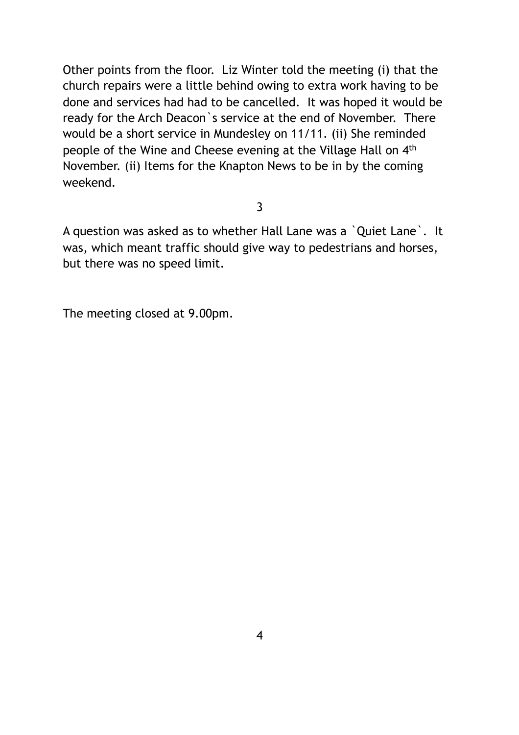Other points from the floor. Liz Winter told the meeting (i) that the church repairs were a little behind owing to extra work having to be done and services had had to be cancelled. It was hoped it would be ready for the Arch Deacon`s service at the end of November. There would be a short service in Mundesley on 11/11. (ii) She reminded people of the Wine and Cheese evening at the Village Hall on 4th November. (ii) Items for the Knapton News to be in by the coming weekend.

A question was asked as to whether Hall Lane was a `Quiet Lane`. It was, which meant traffic should give way to pedestrians and horses, but there was no speed limit.

The meeting closed at 9.00pm.